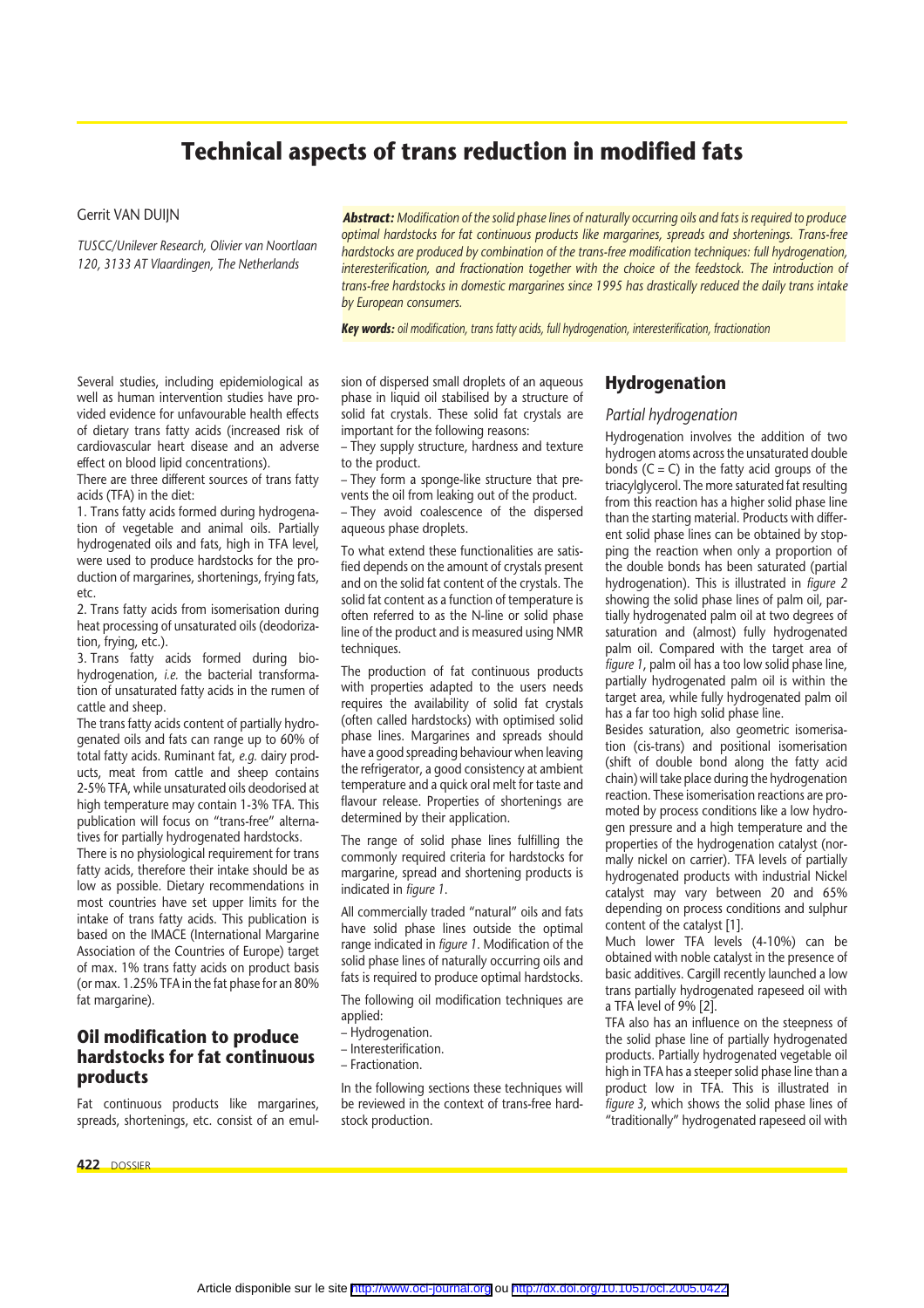# Technical aspects of trans reduction in modified fats

Gerrit VAN DUIJN

*TUSCC/Unilever Research, Olivier van Noortlaan 120, 3133 AT Vlaardingen, The Netherlands*

***Abstract:*** *Modification of the solid phase lines of naturally occurring oils and fats is required to produce optimal hardstocks for fat continuous products like margarines, spreads and shortenings. Trans-free hardstocks are produced by combination of the trans-free modification techniques: full hydrogenation, interesterification, and fractionation together with the choice of the feedstock. The introduction of trans-free hardstocks in domestic margarines since 1995 has drastically reduced the daily trans intake by European consumers.*

***Key words:*** *oil modification, trans fatty acids, full hydrogenation, interesterification, fractionation*

Several studies, including epidemiological as well as human intervention studies have provided evidence for unfavourable health effects of dietary trans fatty acids (increased risk of cardiovascular heart disease and an adverse effect on blood lipid concentrations).

There are three different sources of trans fatty acids (TFA) in the diet:

1. Trans fatty acids formed during hydrogenation of vegetable and animal oils. Partially hydrogenated oils and fats, high in TFA level, were used to produce hardstocks for the production of margarines, shortenings, frying fats, etc.
2. Trans fatty acids from isomerisation during heat processing of unsaturated oils (deodorization, frying, etc.).
3. Trans fatty acids formed during bio-hydrogenation, *i.e.* the bacterial transformation of unsaturated fatty acids in the rumen of cattle and sheep.

The trans fatty acids content of partially hydrogenated oils and fats can range up to 60% of total fatty acids. Ruminant fat, *e.g.* dairy products, meat from cattle and sheep contains 2-5% TFA, while unsaturated oils deodorised at high temperature may contain 1-3% TFA. This publication will focus on "trans-free" alternatives for partially hydrogenated hardstocks.

There is no physiological requirement for trans fatty acids, therefore their intake should be as low as possible. Dietary recommendations in most countries have set upper limits for the intake of trans fatty acids. This publication is based on the IMACE (International Margarine Association of the Countries of Europe) target of max. 1% trans fatty acids on product basis (or max. 1.25% TFA in the fat phase for an 80% fat margarine).

## Oil modification to produce hardstocks for fat continuous products

Fat continuous products like margarines, spreads, shortenings, etc. consist of an emulsion of dispersed small droplets of an aqueous phase in liquid oil stabilised by a structure of solid fat crystals. These solid fat crystals are important for the following reasons:

– They supply structure, hardness and texture to the product.
– They form a sponge-like structure that prevents the oil from leaking out of the product.
– They avoid coalescence of the dispersed aqueous phase droplets.

To what extend these functionalities are satisfied depends on the amount of crystals present and on the solid fat content of the crystals. The solid fat content as a function of temperature is often referred to as the N-line or solid phase line of the product and is measured using NMR techniques.

The production of fat continuous products with properties adapted to the users needs requires the availability of solid fat crystals (often called hardstocks) with optimised solid phase lines. Margarines and spreads should have a good spreading behaviour when leaving the refrigerator, a good consistency at ambient temperature and a quick oral melt for taste and flavour release. Properties of shortenings are determined by their application.

The range of solid phase lines fulfilling the commonly required criteria for hardstocks for margarine, spread and shortening products is indicated in *figure 1*.

All commercially traded "natural" oils and fats have solid phase lines outside the optimal range indicated in *figure 1*. Modification of the solid phase lines of naturally occurring oils and fats is required to produce optimal hardstocks.

The following oil modification techniques are applied:

– Hydrogenation.
– Interesterification.
– Fractionation.

In the following sections these techniques will be reviewed in the context of trans-free hardstock production.

## Hydrogenation

### *Partial hydrogenation*

Hydrogenation involves the addition of two hydrogen atoms across the unsaturated double bonds (C = C) in the fatty acid groups of the triacylglycerol. The more saturated fat resulting from this reaction has a higher solid phase line than the starting material. Products with different solid phase lines can be obtained by stopping the reaction when only a proportion of the double bonds has been saturated (partial hydrogenation). This is illustrated in *figure 2* showing the solid phase lines of palm oil, partially hydrogenated palm oil at two degrees of saturation and (almost) fully hydrogenated palm oil. Compared with the target area of *figure 1*, palm oil has a too low solid phase line, partially hydrogenated palm oil is within the target area, while fully hydrogenated palm oil has a far too high solid phase line.

Besides saturation, also geometric isomerisation (cis-trans) and positional isomerisation (shift of double bond along the fatty acid chain) will take place during the hydrogenation reaction. These isomerisation reactions are promoted by process conditions like a low hydrogen pressure and a high temperature and the properties of the hydrogenation catalyst (normally nickel on carrier). TFA levels of partially hydrogenated products with industrial Nickel catalyst may vary between 20 and 65% depending on process conditions and sulphur content of the catalyst [1].

Much lower TFA levels (4-10%) can be obtained with noble catalyst in the presence of basic additives. Cargill recently launched a low trans partially hydrogenated rapeseed oil with a TFA level of 9% [2].

TFA also has an influence on the steepness of the solid phase line of partially hydrogenated products. Partially hydrogenated vegetable oil high in TFA has a steeper solid phase line than a product low in TFA. This is illustrated in *figure 3*, which shows the solid phase lines of "traditionally" hydrogenated rapeseed oil with

Article disponible sur le site http://www.ocl-journal.org ou http://dx.doi.org/10.1051/ocl.2005.0422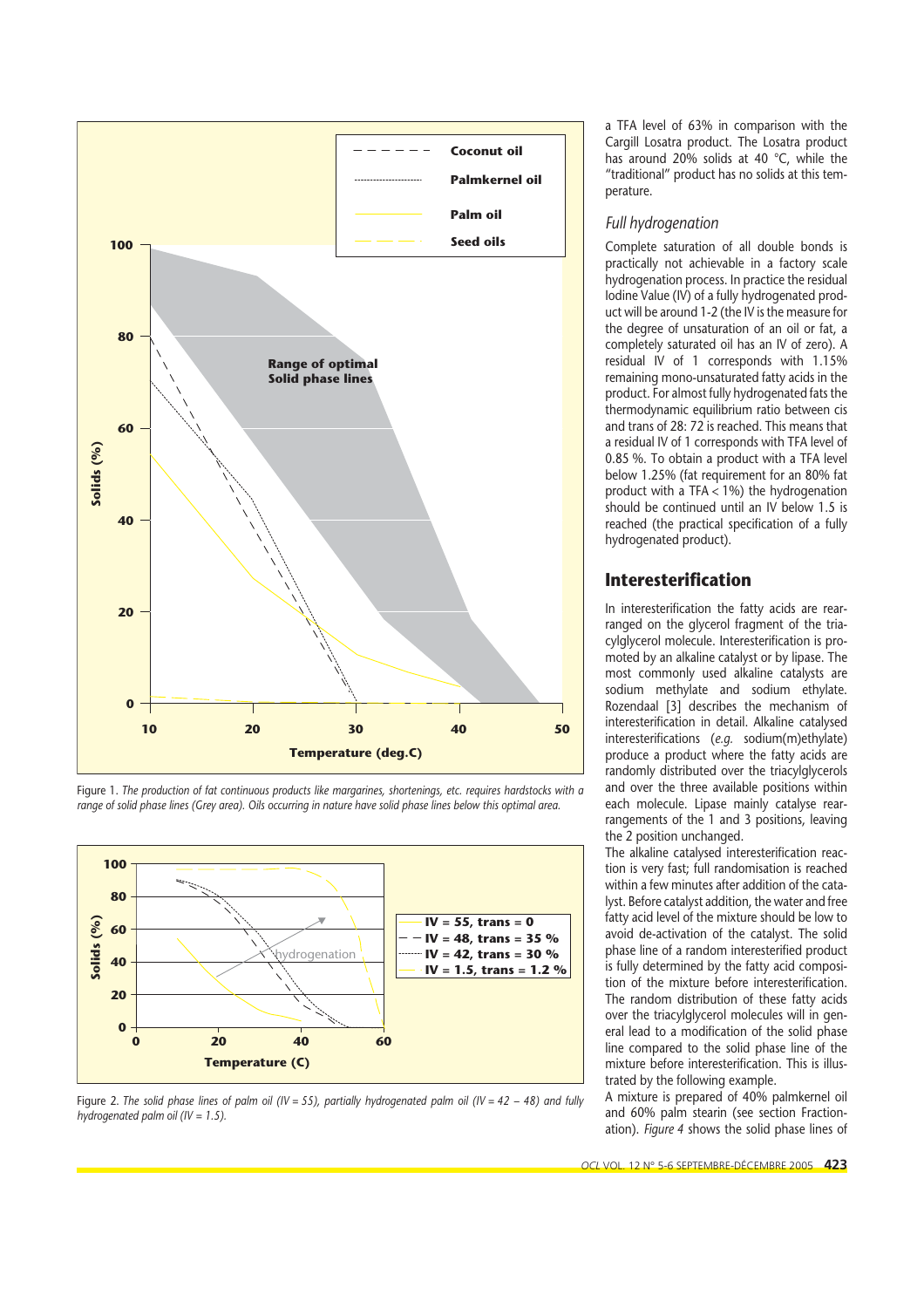Figure 1. *The production of fat continuous products like margarines, shortenings, etc. requires hardstocks with a range of solid phase lines (Grey area). Oils occurring in nature have solid phase lines below this optimal area.*

Figure 2. *The solid phase lines of palm oil (IV = 55), partially hydrogenated palm oil (IV = 42 – 48) and fully hydrogenated palm oil (IV = 1.5).*

a TFA level of 63% in comparison with the Cargill Losatra product. The Losatra product has around 20% solids at 40 °C, while the "traditional" product has no solids at this temperature.

### Full hydrogenation

Complete saturation of all double bonds is practically not achievable in a factory scale hydrogenation process. In practice the residual Iodine Value (IV) of a fully hydrogenated product will be around 1-2 (the IV is the measure for the degree of unsaturation of an oil or fat, a completely saturated oil has an IV of zero). A residual IV of 1 corresponds with 1.15% remaining mono-unsaturated fatty acids in the product. For almost fully hydrogenated fats the thermodynamic equilibrium ratio between cis and trans of 28: 72 is reached. This means that a residual IV of 1 corresponds with TFA level of 0.85 %. To obtain a product with a TFA level below 1.25% (fat requirement for an 80% fat product with a TFA < 1%) the hydrogenation should be continued until an IV below 1.5 is reached (the practical specification of a fully hydrogenated product).

## Interesterification

In interesterification the fatty acids are rearranged on the glycerol fragment of the triacylglycerol molecule. Interesterification is promoted by an alkaline catalyst or by lipase. The most commonly used alkaline catalysts are sodium methylate and sodium ethylate. Rozendaal [3] describes the mechanism of interesterification in detail. Alkaline catalysed interesterifications (*e.g.* sodium(m)ethylate) produce a product where the fatty acids are randomly distributed over the triacylglycerols and over the three available positions within each molecule. Lipase mainly catalyse rearrangements of the 1 and 3 positions, leaving the 2 position unchanged.

The alkaline catalysed interesterification reaction is very fast; full randomisation is reached within a few minutes after addition of the catalyst. Before catalyst addition, the water and free fatty acid level of the mixture should be low to avoid de-activation of the catalyst. The solid phase line of a random interesterified product is fully determined by the fatty acid composition of the mixture before interesterification. The random distribution of these fatty acids over the triacylglycerol molecules will in general lead to a modification of the solid phase line compared to the solid phase line of the mixture before interesterification. This is illustrated by the following example.

A mixture is prepared of 40% palmkernel oil and 60% palm stearin (see section Fractionation). *Figure 4* shows the solid phase lines of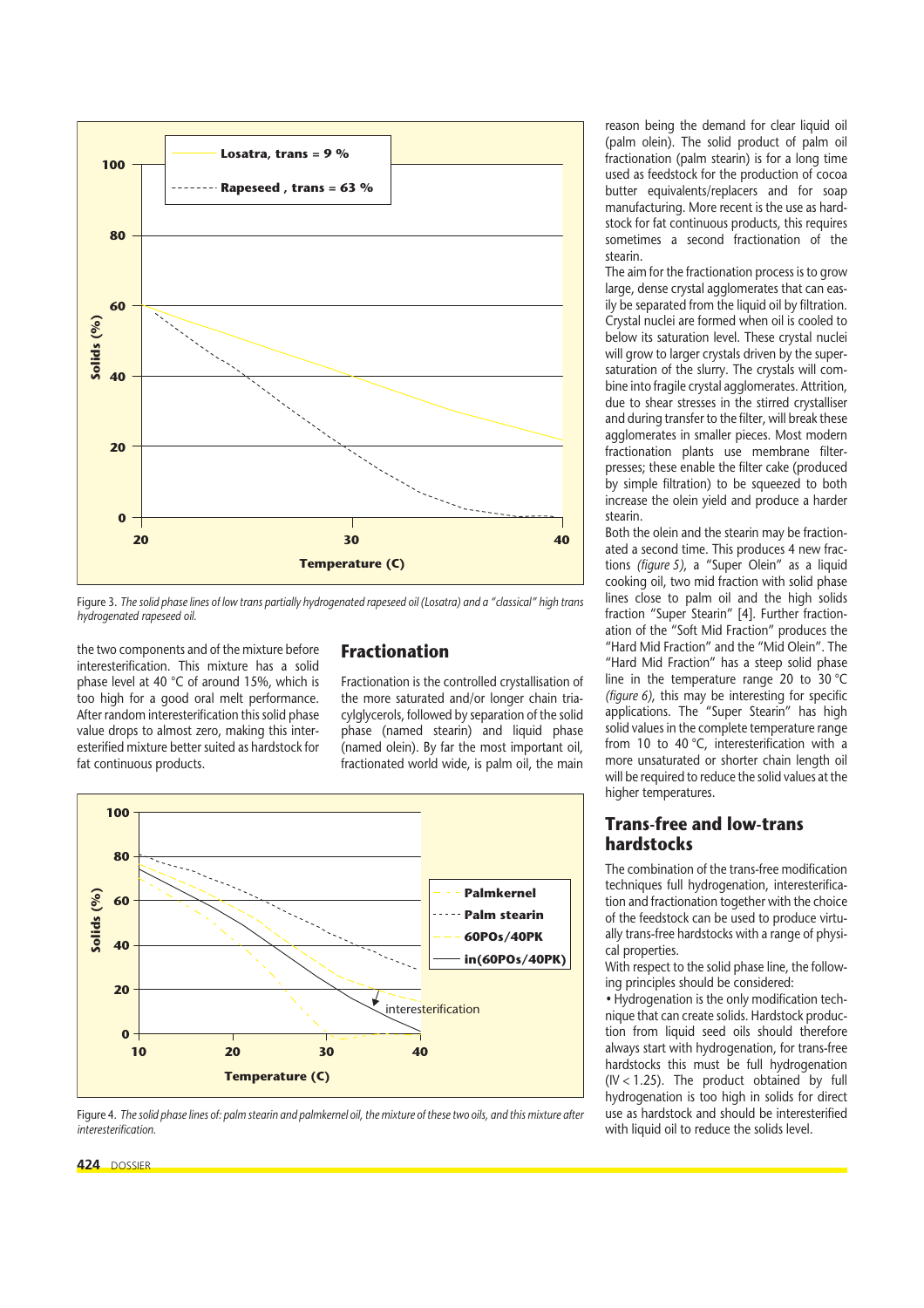Losatra, trans = 9 %

Rapeseed , trans = 63 %

100
80
60
40
20
0

Solids (%)

20
30
40

Temperature (C)

Figure 3. *The solid phase lines of low trans partially hydrogenated rapeseed oil (Losatra) and a "classical" high trans hydrogenated rapeseed oil.*

the two components and of the mixture before interesterification. This mixture has a solid phase level at 40 °C of around 15%, which is too high for a good oral melt performance. After random interesterification this solid phase value drops to almost zero, making this interesterified mixture better suited as hardstock for fat continuous products.

## Fractionation

Fractionation is the controlled crystallisation of the more saturated and/or longer chain triacylglycerols, followed by separation of the solid phase (named stearin) and liquid phase (named olein). By far the most important oil, fractionated world wide, is palm oil, the main reason being the demand for clear liquid oil (palm olein). The solid product of palm oil fractionation (palm stearin) is for a long time used as feedstock for the production of cocoa butter equivalents/replacers and for soap manufacturing. More recent is the use as hardstock for fat continuous products, this requires sometimes a second fractionation of the stearin.

The aim for the fractionation process is to grow large, dense crystal agglomerates that can easily be separated from the liquid oil by filtration. Crystal nuclei are formed when oil is cooled to below its saturation level. These crystal nuclei will grow to larger crystals driven by the supersaturation of the slurry. The crystals will combine into fragile crystal agglomerates. Attrition, due to shear stresses in the stirred crystalliser and during transfer to the filter, will break these agglomerates in smaller pieces. Most modern fractionation plants use membrane filterpresses; these enable the filter cake (produced by simple filtration) to be squeezed to both increase the olein yield and produce a harder stearin.

Both the olein and the stearin may be fractionated a second time. This produces 4 new fractions *(figure 5)*, a "Super Olein" as a liquid cooking oil, two mid fraction with solid phase lines close to palm oil and the high solids fraction "Super Stearin" [4]. Further fractionation of the "Soft Mid Fraction" produces the "Hard Mid Fraction" and the "Mid Olein". The "Hard Mid Fraction" has a steep solid phase line in the temperature range 20 to 30 °C *(figure 6)*, this may be interesting for specific applications. The "Super Stearin" has high solid values in the complete temperature range from 10 to 40 °C, interesterification with a more unsaturated or shorter chain length oil will be required to reduce the solid values at the higher temperatures.

Palmkernel

Palm stearin

60POs/40PK

in(60POs/40PK)

interesterification

100
80
60
40
20
0

Solids (%)

10
20
30
40

Temperature (C)

Figure 4. *The solid phase lines of: palm stearin and palmkernel oil, the mixture of these two oils, and this mixture after interesterification.*

## Trans-free and low-trans hardstocks

The combination of the trans-free modification techniques full hydrogenation, interesterification and fractionation together with the choice of the feedstock can be used to produce virtually trans-free hardstocks with a range of physical properties.

With respect to the solid phase line, the following principles should be considered:

• Hydrogenation is the only modification technique that can create solids. Hardstock production from liquid seed oils should therefore always start with hydrogenation, for trans-free hardstocks this must be full hydrogenation ($IV < 1.25$). The product obtained by full hydrogenation is too high in solids for direct use as hardstock and should be interesterified with liquid oil to reduce the solids level.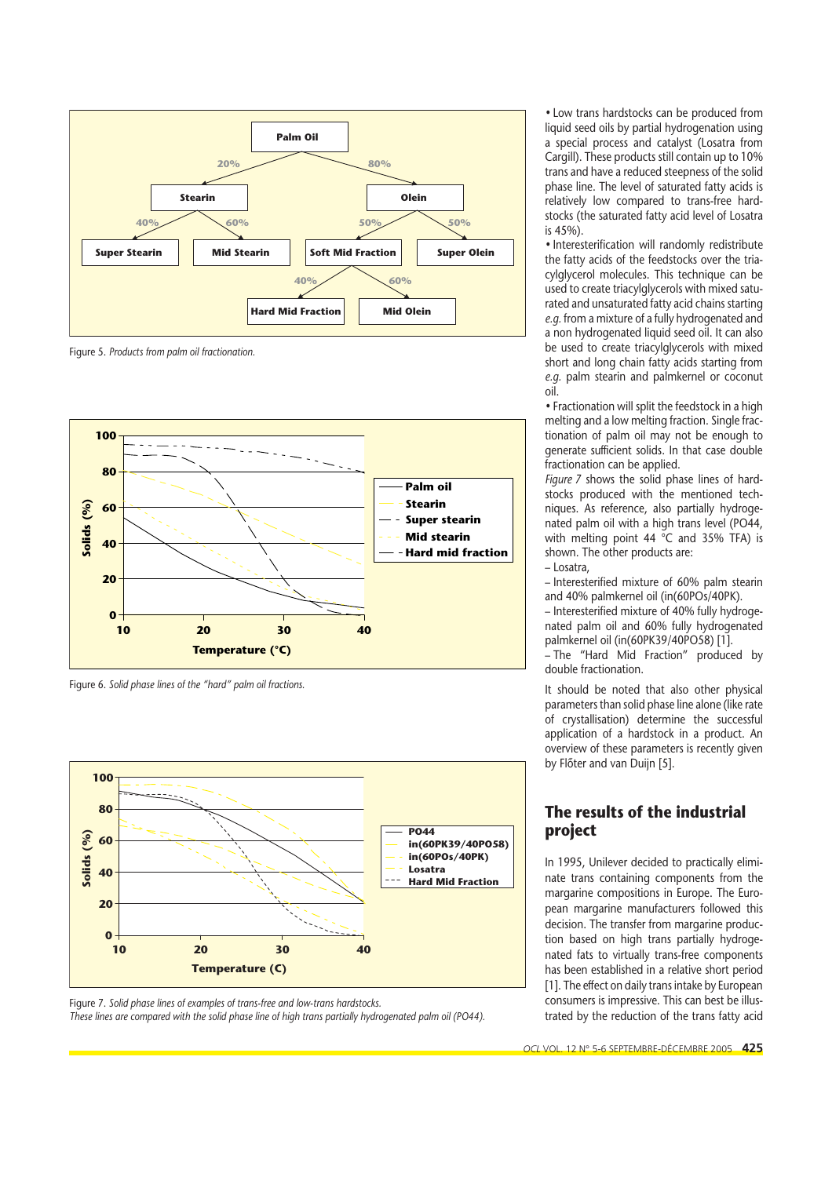Figure 5. *Products from palm oil fractionation.*

Figure 6. *Solid phase lines of the "hard" palm oil fractions.*

Figure 7. *Solid phase lines of examples of trans-free and low-trans hardstocks. These lines are compared with the solid phase line of high trans partially hydrogenated palm oil (PO44).*

• Low trans hardstocks can be produced from liquid seed oils by partial hydrogenation using a special process and catalyst (Losatra from Cargill). These products still contain up to 10% trans and have a reduced steepness of the solid phase line. The level of saturated fatty acids is relatively low compared to trans-free hardstocks (the saturated fatty acid level of Losatra is 45%).

• Interesterification will randomly redistribute the fatty acids of the feedstocks over the triacylglycerol molecules. This technique can be used to create triacylglycerols with mixed saturated and unsaturated fatty acid chains starting *e.g.* from a mixture of a fully hydrogenated and a non hydrogenated liquid seed oil. It can also be used to create triacylglycerols with mixed short and long chain fatty acids starting from *e.g.* palm stearin and palmkernel or coconut oil.

• Fractionation will split the feedstock in a high melting and a low melting fraction. Single fractionation of palm oil may not be enough to generate sufficient solids. In that case double fractionation can be applied.

*Figure 7* shows the solid phase lines of hardstocks produced with the mentioned techniques. As reference, also partially hydrogenated palm oil with a high trans level (PO44, with melting point 44 °C and 35% TFA) is shown. The other products are:

– Losatra,

– Interesterified mixture of 60% palm stearin and 40% palmkernel oil (in(60POs/40PK).

– Interesterified mixture of 40% fully hydrogenated palm oil and 60% fully hydrogenated palmkernel oil (in(60PK39/40PO58) [1].

– The "Hard Mid Fraction" produced by double fractionation.

It should be noted that also other physical parameters than solid phase line alone (like rate of crystallisation) determine the successful application of a hardstock in a product. An overview of these parameters is recently given by Flöter and van Duijn [5].

## The results of the industrial project

In 1995, Unilever decided to practically eliminate trans containing components from the margarine compositions in Europe. The European margarine manufacturers followed this decision. The transfer from margarine production based on high trans partially hydrogenated fats to virtually trans-free components has been established in a relative short period [1]. The effect on daily trans intake by European consumers is impressive. This can best be illustrated by the reduction of the trans fatty acid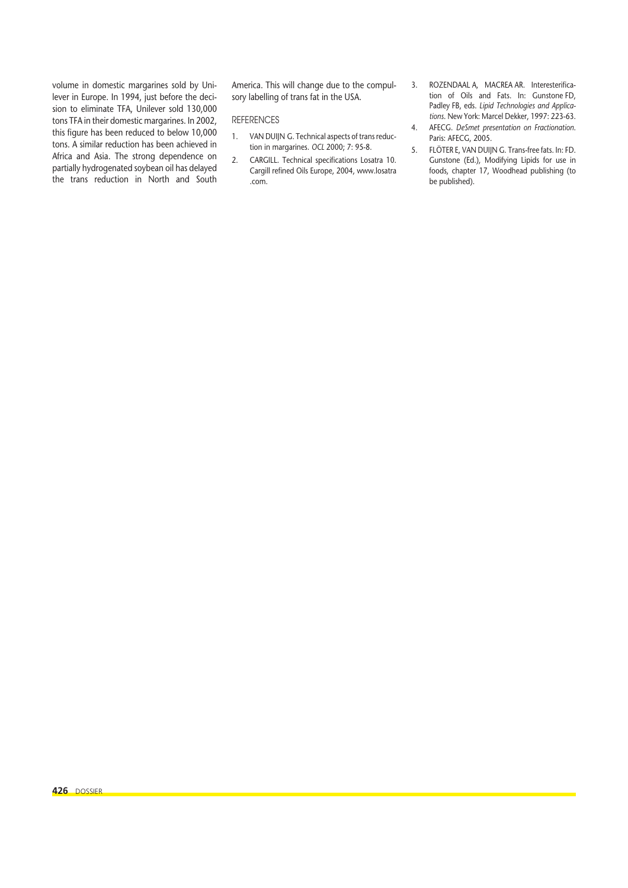volume in domestic margarines sold by Unilever in Europe. In 1994, just before the decision to eliminate TFA, Unilever sold 130,000 tons TFA in their domestic margarines. In 2002, this figure has been reduced to below 10,000 tons. A similar reduction has been achieved in Africa and Asia. The strong dependence on partially hydrogenated soybean oil has delayed the trans reduction in North and South America. This will change due to the compulsory labelling of trans fat in the USA.

## REFERENCES

1. VAN DUIJN G. Technical aspects of trans reduction in margarines. *OCL* 2000; 7: 95-8.
2. CARGILL. Technical specifications Losatra 10. Cargill refined Oils Europe, 2004, www.losatra.com.
3. ROZENDAAL A, MACREA AR. Interesterification of Oils and Fats. In: Gunstone FD, Padley FB, eds. *Lipid Technologies and Applications*. New York: Marcel Dekker, 1997: 223-63.
4. AFECG. *DeSmet presentation on Fractionation*. Paris: AFECG, 2005.
5. FLÖTER E, VAN DUIJN G. Trans-free fats. In: FD. Gunstone (Ed.), Modifying Lipids for use in foods, chapter 17, Woodhead publishing (to be published).